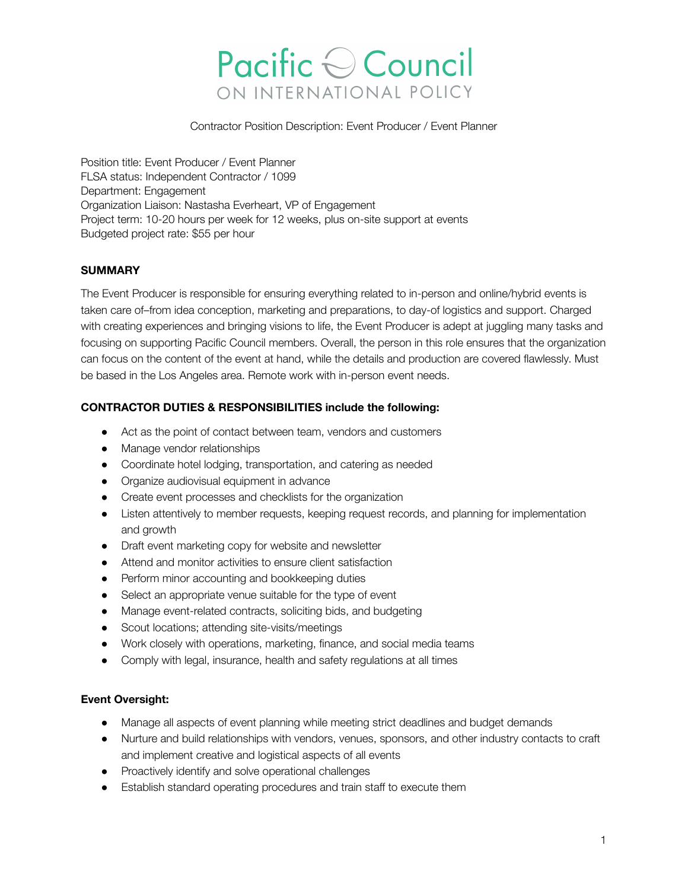# Pacific Council ON INTERNATIONAL POLICY

Contractor Position Description: Event Producer / Event Planner

Position title: Event Producer / Event Planner
FLSA status: Independent Contractor / 1099
Department: Engagement
Organization Liaison: Nastasha Everheart, VP of Engagement
Project term: 10-20 hours per week for 12 weeks, plus on-site support at events
Budgeted project rate: $55 per hour

**SUMMARY**

The Event Producer is responsible for ensuring everything related to in-person and online/hybrid events is taken care of–from idea conception, marketing and preparations, to day-of logistics and support. Charged with creating experiences and bringing visions to life, the Event Producer is adept at juggling many tasks and focusing on supporting Pacific Council members. Overall, the person in this role ensures that the organization can focus on the content of the event at hand, while the details and production are covered flawlessly. Must be based in the Los Angeles area. Remote work with in-person event needs.

**CONTRACTOR DUTIES & RESPONSIBILITIES include the following:**

- Act as the point of contact between team, vendors and customers
- Manage vendor relationships
- Coordinate hotel lodging, transportation, and catering as needed
- Organize audiovisual equipment in advance
- Create event processes and checklists for the organization
- Listen attentively to member requests, keeping request records, and planning for implementation and growth
- Draft event marketing copy for website and newsletter
- Attend and monitor activities to ensure client satisfaction
- Perform minor accounting and bookkeeping duties
- Select an appropriate venue suitable for the type of event
- Manage event-related contracts, soliciting bids, and budgeting
- Scout locations; attending site-visits/meetings
- Work closely with operations, marketing, finance, and social media teams
- Comply with legal, insurance, health and safety regulations at all times

**Event Oversight:**

- Manage all aspects of event planning while meeting strict deadlines and budget demands
- Nurture and build relationships with vendors, venues, sponsors, and other industry contacts to craft and implement creative and logistical aspects of all events
- Proactively identify and solve operational challenges
- Establish standard operating procedures and train staff to execute them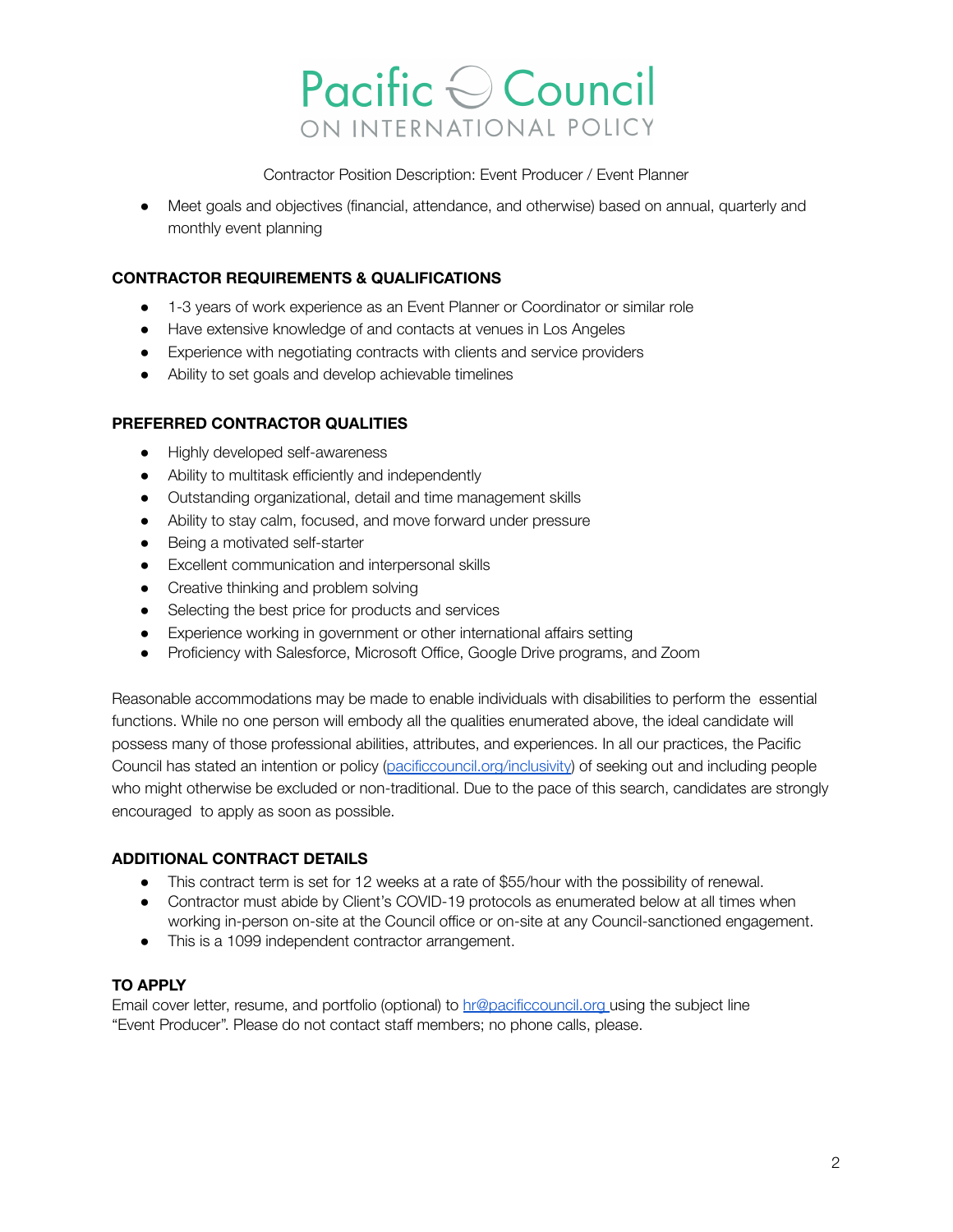Contractor Position Description: Event Producer / Event Planner

- Meet goals and objectives (financial, attendance, and otherwise) based on annual, quarterly and monthly event planning

**CONTRACTOR REQUIREMENTS & QUALIFICATIONS**

- 1-3 years of work experience as an Event Planner or Coordinator or similar role
- Have extensive knowledge of and contacts at venues in Los Angeles
- Experience with negotiating contracts with clients and service providers
- Ability to set goals and develop achievable timelines

**PREFERRED CONTRACTOR QUALITIES**

- Highly developed self-awareness
- Ability to multitask efficiently and independently
- Outstanding organizational, detail and time management skills
- Ability to stay calm, focused, and move forward under pressure
- Being a motivated self-starter
- Excellent communication and interpersonal skills
- Creative thinking and problem solving
- Selecting the best price for products and services
- Experience working in government or other international affairs setting
- Proficiency with Salesforce, Microsoft Office, Google Drive programs, and Zoom

Reasonable accommodations may be made to enable individuals with disabilities to perform the essential functions. While no one person will embody all the qualities enumerated above, the ideal candidate will possess many of those professional abilities, attributes, and experiences. In all our practices, the Pacific Council has stated an intention or policy ([pacificcouncil.org/inclusivity](pacificcouncil.org/inclusivity)) of seeking out and including people who might otherwise be excluded or non-traditional. Due to the pace of this search, candidates are strongly encouraged to apply as soon as possible.

**ADDITIONAL CONTRACT DETAILS**

- This contract term is set for 12 weeks at a rate of $55/hour with the possibility of renewal.
- Contractor must abide by Client's COVID-19 protocols as enumerated below at all times when working in-person on-site at the Council office or on-site at any Council-sanctioned engagement.
- This is a 1099 independent contractor arrangement.

**TO APPLY**

Email cover letter, resume, and portfolio (optional) to [hr@pacificcouncil.org](mailto:hr@pacificcouncil.org) using the subject line "Event Producer". Please do not contact staff members; no phone calls, please.